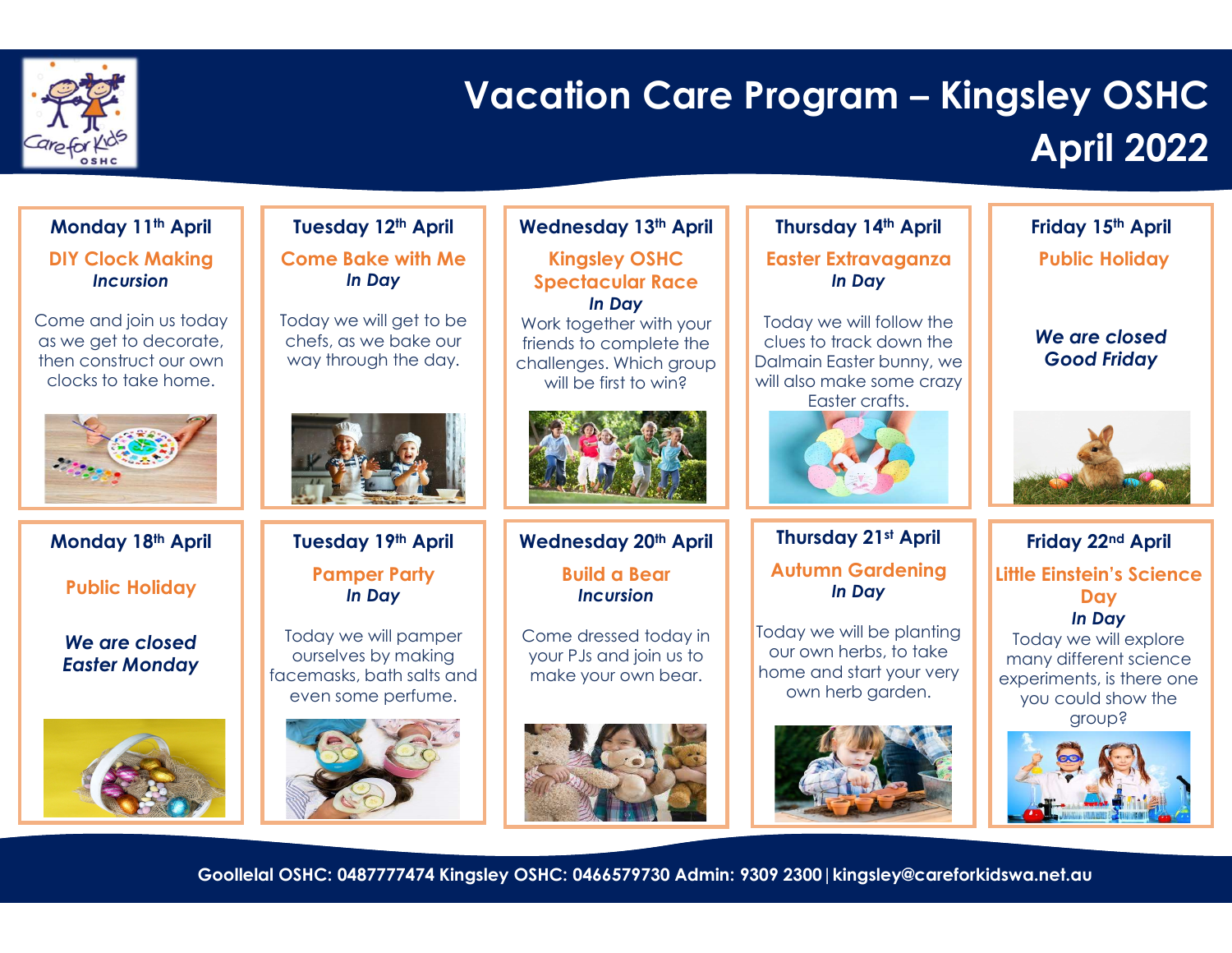# Vacation Care Program – Kingsley OSHC
# April 2022

### Monday 11th April

**DIY Clock Making**
***Incursion***

Come and join us today as we get to decorate, then construct our own clocks to take home.

### Tuesday 12th April

**Come Bake with Me**
***In Day***

Today we will get to be chefs, as we bake our way through the day.

### Wednesday 13th April

**Kingsley OSHC Spectacular Race**
***In Day***

Work together with your friends to complete the challenges. Which group will be first to win?

### Thursday 14th April

**Easter Extravaganza**
***In Day***

Today we will follow the clues to track down the Dalmain Easter bunny, we will also make some crazy Easter crafts.

### Friday 15th April

**Public Holiday**

***We are closed Good Friday***

### Monday 18th April

**Public Holiday**

***We are closed Easter Monday***

### Tuesday 19th April

**Pamper Party**
***In Day***

Today we will pamper ourselves by making facemasks, bath salts and even some perfume.

### Wednesday 20th April

**Build a Bear**
***Incursion***

Come dressed today in your PJs and join us to make your own bear.

### Thursday 21st April

**Autumn Gardening**
***In Day***

Today we will be planting our own herbs, to take home and start your very own herb garden.

### Friday 22nd April

**Little Einstein's Science Day**
***In Day***

Today we will explore many different science experiments, is there one you could show the group?

**Goollelal OSHC: 0487777474 Kingsley OSHC: 0466579730 Admin: 9309 2300 | kingsley@careforkidswa.net.au**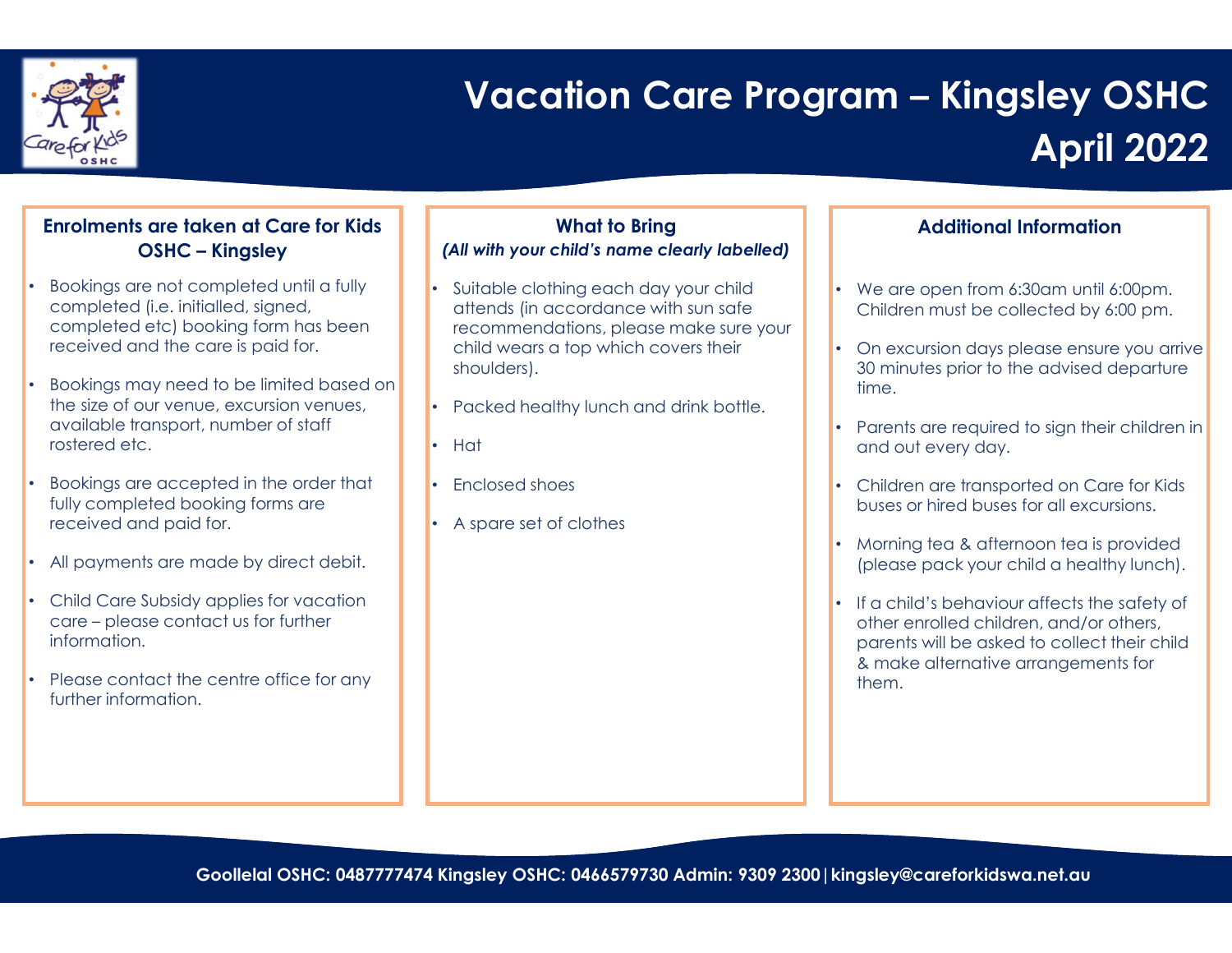# Vacation Care Program – Kingsley OSHC
# April 2022

## Enrolments are taken at Care for Kids OSHC – Kingsley

- Bookings are not completed until a fully completed (i.e. initialled, signed, completed etc) booking form has been received and the care is paid for.
- Bookings may need to be limited based on the size of our venue, excursion venues, available transport, number of staff rostered etc.
- Bookings are accepted in the order that fully completed booking forms are received and paid for.
- All payments are made by direct debit.
- Child Care Subsidy applies for vacation care – please contact us for further information.
- Please contact the centre office for any further information.

## What to Bring
***(All with your child's name clearly labelled)***

- Suitable clothing each day your child attends (in accordance with sun safe recommendations, please make sure your child wears a top which covers their shoulders).
- Packed healthy lunch and drink bottle.
- Hat
- Enclosed shoes
- A spare set of clothes

## Additional Information

- We are open from 6:30am until 6:00pm. Children must be collected by 6:00 pm.
- On excursion days please ensure you arrive 30 minutes prior to the advised departure time.
- Parents are required to sign their children in and out every day.
- Children are transported on Care for Kids buses or hired buses for all excursions.
- Morning tea & afternoon tea is provided (please pack your child a healthy lunch).
- If a child's behaviour affects the safety of other enrolled children, and/or others, parents will be asked to collect their child & make alternative arrangements for them.

**Goollelal OSHC: 0487777474 Kingsley OSHC: 0466579730 Admin: 9309 2300 | kingsley@careforkidswa.net.au**